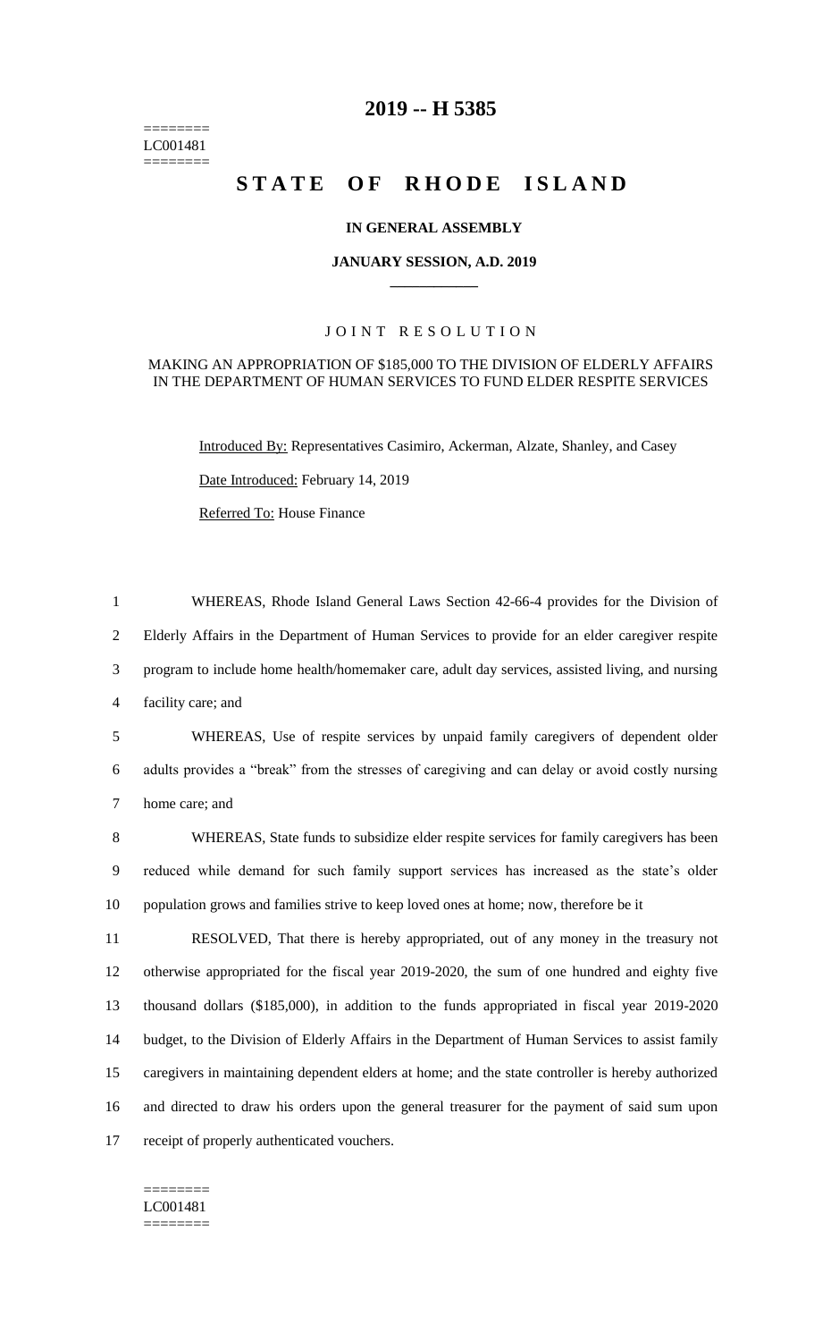========
LC001481
========

# 2019 -- H 5385

# STATE OF RHODE ISLAND

**IN GENERAL ASSEMBLY**

**JANUARY SESSION, A.D. 2019**

JOINT RESOLUTION

MAKING AN APPROPRIATION OF $185,000 TO THE DIVISION OF ELDERLY AFFAIRS IN THE DEPARTMENT OF HUMAN SERVICES TO FUND ELDER RESPITE SERVICES

Introduced By: Representatives Casimiro, Ackerman, Alzate, Shanley, and Casey

Date Introduced: February 14, 2019

Referred To: House Finance

1 WHEREAS, Rhode Island General Laws Section 42-66-4 provides for the Division of
2 Elderly Affairs in the Department of Human Services to provide for an elder caregiver respite
3 program to include home health/homemaker care, adult day services, assisted living, and nursing
4 facility care; and

5 WHEREAS, Use of respite services by unpaid family caregivers of dependent older
6 adults provides a "break" from the stresses of caregiving and can delay or avoid costly nursing
7 home care; and

8 WHEREAS, State funds to subsidize elder respite services for family caregivers has been
9 reduced while demand for such family support services has increased as the state's older
10 population grows and families strive to keep loved ones at home; now, therefore be it

11 RESOLVED, That there is hereby appropriated, out of any money in the treasury not
12 otherwise appropriated for the fiscal year 2019-2020, the sum of one hundred and eighty five
13 thousand dollars ($185,000), in addition to the funds appropriated in fiscal year 2019-2020
14 budget, to the Division of Elderly Affairs in the Department of Human Services to assist family
15 caregivers in maintaining dependent elders at home; and the state controller is hereby authorized
16 and directed to draw his orders upon the general treasurer for the payment of said sum upon
17 receipt of properly authenticated vouchers.

========
LC001481
========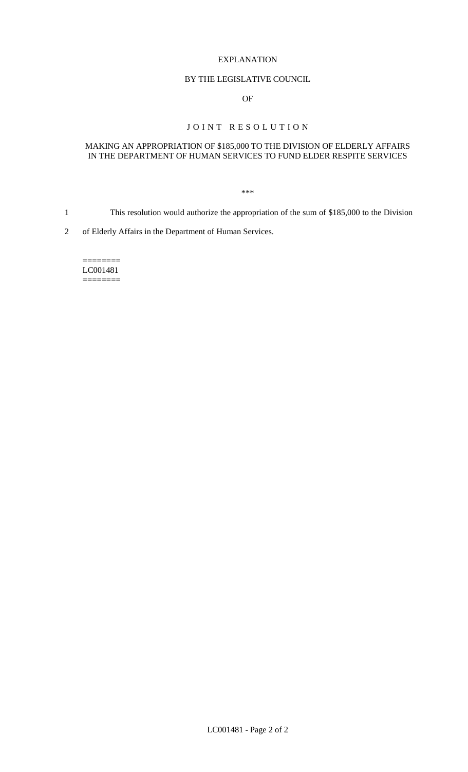EXPLANATION

BY THE LEGISLATIVE COUNCIL

OF

JOINT RESOLUTION

MAKING AN APPROPRIATION OF $185,000 TO THE DIVISION OF ELDERLY AFFAIRS IN THE DEPARTMENT OF HUMAN SERVICES TO FUND ELDER RESPITE SERVICES

***

1 This resolution would authorize the appropriation of the sum of $185,000 to the Division

2 of Elderly Affairs in the Department of Human Services.

========
LC001481
========